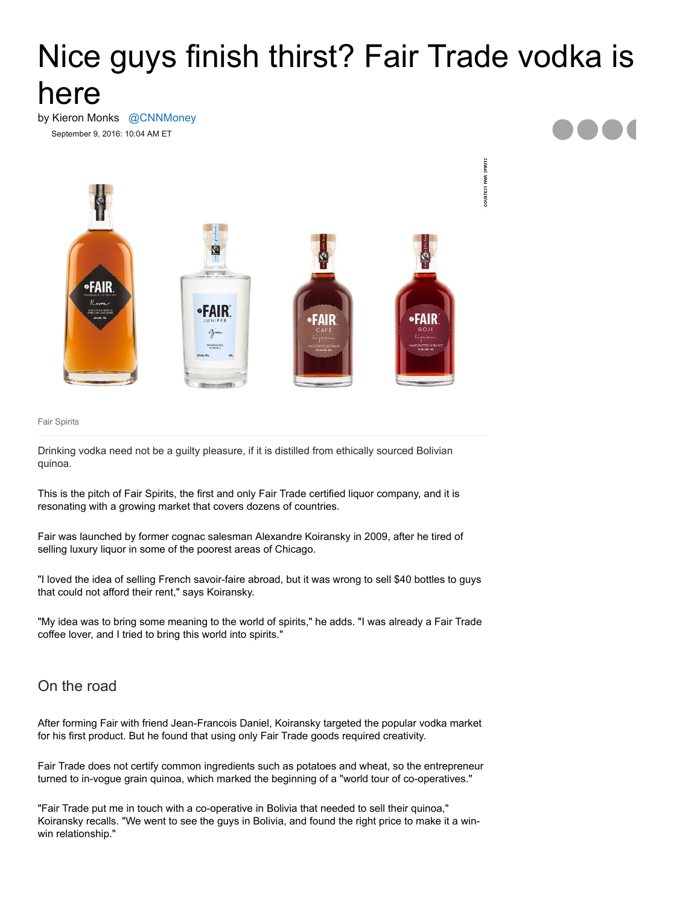# Nice guys finish thirst? Fair Trade vodka is here

by Kieron Monks @CNNMoney

September 9, 2016: 10:04 AM ET

Fair Spirits

Drinking vodka need not be a guilty pleasure, if it is distilled from ethically sourced Bolivian quinoa.

This is the pitch of Fair Spirits, the first and only Fair Trade certified liquor company, and it is resonating with a growing market that covers dozens of countries.

Fair was launched by former cognac salesman Alexandre Koiransky in 2009, after he tired of selling luxury liquor in some of the poorest areas of Chicago.

"I loved the idea of selling French savoir-faire abroad, but it was wrong to sell $40 bottles to guys that could not afford their rent," says Koiransky.

"My idea was to bring some meaning to the world of spirits," he adds. "I was already a Fair Trade coffee lover, and I tried to bring this world into spirits."

## On the road

After forming Fair with friend Jean-Francois Daniel, Koiransky targeted the popular vodka market for his first product. But he found that using only Fair Trade goods required creativity.

Fair Trade does not certify common ingredients such as potatoes and wheat, so the entrepreneur turned to in-vogue grain quinoa, which marked the beginning of a "world tour of co-operatives."

"Fair Trade put me in touch with a co-operative in Bolivia that needed to sell their quinoa," Koiransky recalls. "We went to see the guys in Bolivia, and found the right price to make it a win-win relationship."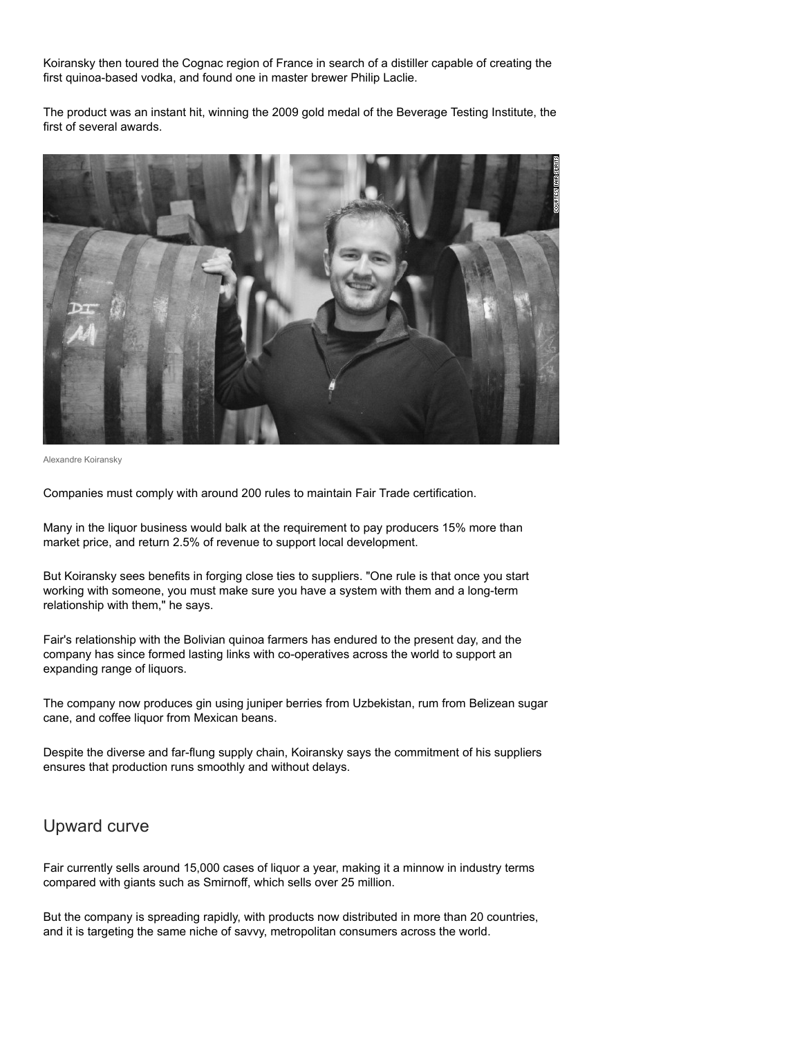Koiransky then toured the Cognac region of France in search of a distiller capable of creating the first quinoa-based vodka, and found one in master brewer Philip Laclie.

The product was an instant hit, winning the 2009 gold medal of the Beverage Testing Institute, the first of several awards.

Alexandre Koiransky

Companies must comply with around 200 rules to maintain Fair Trade certification.

Many in the liquor business would balk at the requirement to pay producers 15% more than market price, and return 2.5% of revenue to support local development.

But Koiransky sees benefits in forging close ties to suppliers. "One rule is that once you start working with someone, you must make sure you have a system with them and a long-term relationship with them," he says.

Fair's relationship with the Bolivian quinoa farmers has endured to the present day, and the company has since formed lasting links with co-operatives across the world to support an expanding range of liquors.

The company now produces gin using juniper berries from Uzbekistan, rum from Belizean sugar cane, and coffee liquor from Mexican beans.

Despite the diverse and far-flung supply chain, Koiransky says the commitment of his suppliers ensures that production runs smoothly and without delays.

## Upward curve

Fair currently sells around 15,000 cases of liquor a year, making it a minnow in industry terms compared with giants such as Smirnoff, which sells over 25 million.

But the company is spreading rapidly, with products now distributed in more than 20 countries, and it is targeting the same niche of savvy, metropolitan consumers across the world.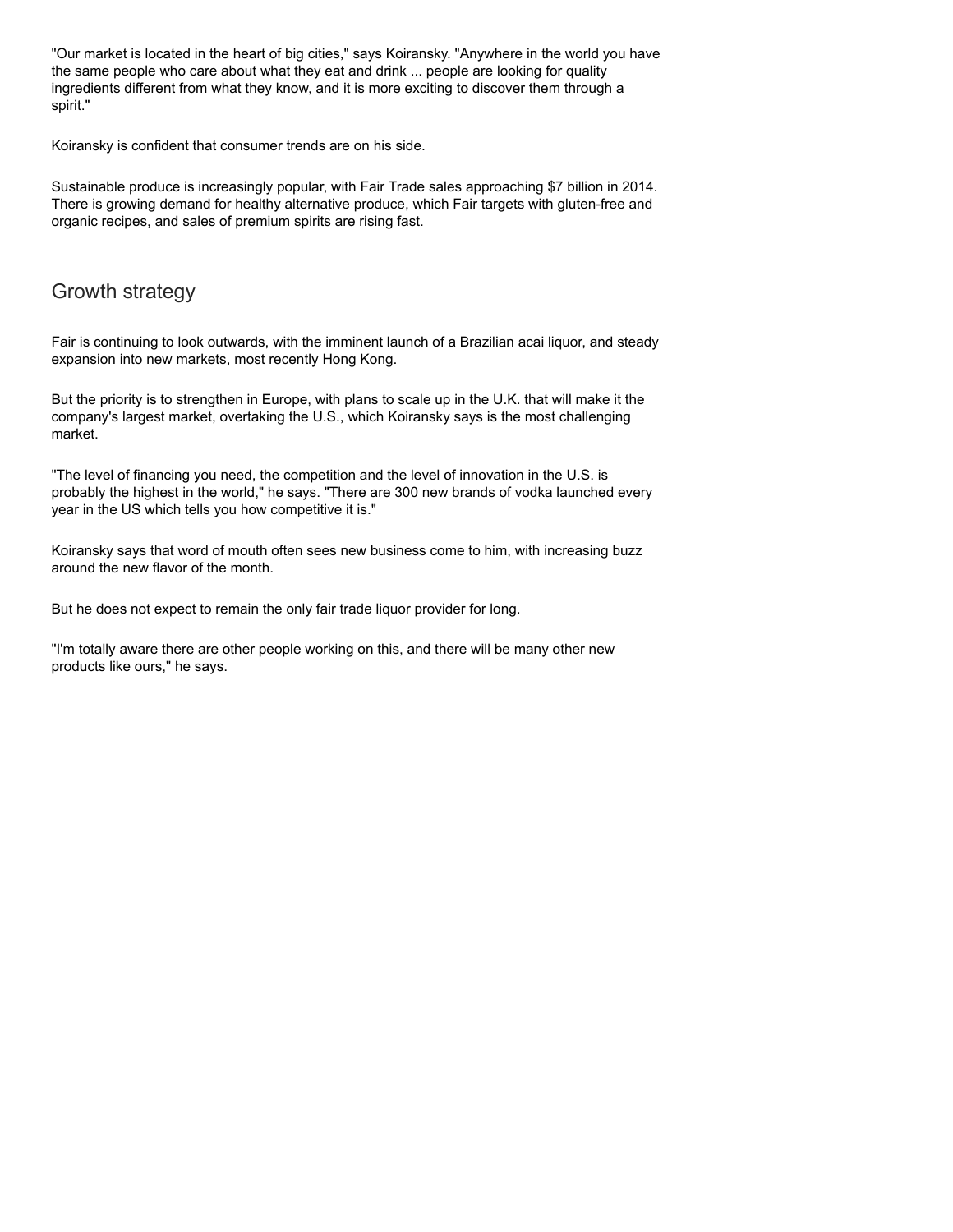"Our market is located in the heart of big cities," says Koiransky. "Anywhere in the world you have the same people who care about what they eat and drink ... people are looking for quality ingredients different from what they know, and it is more exciting to discover them through a spirit."

Koiransky is confident that consumer trends are on his side.

Sustainable produce is increasingly popular, with Fair Trade sales approaching $7 billion in 2014. There is growing demand for healthy alternative produce, which Fair targets with gluten-free and organic recipes, and sales of premium spirits are rising fast.

## Growth strategy

Fair is continuing to look outwards, with the imminent launch of a Brazilian acai liquor, and steady expansion into new markets, most recently Hong Kong.

But the priority is to strengthen in Europe, with plans to scale up in the U.K. that will make it the company's largest market, overtaking the U.S., which Koiransky says is the most challenging market.

"The level of financing you need, the competition and the level of innovation in the U.S. is probably the highest in the world," he says. "There are 300 new brands of vodka launched every year in the US which tells you how competitive it is."

Koiransky says that word of mouth often sees new business come to him, with increasing buzz around the new flavor of the month.

But he does not expect to remain the only fair trade liquor provider for long.

"I'm totally aware there are other people working on this, and there will be many other new products like ours," he says.